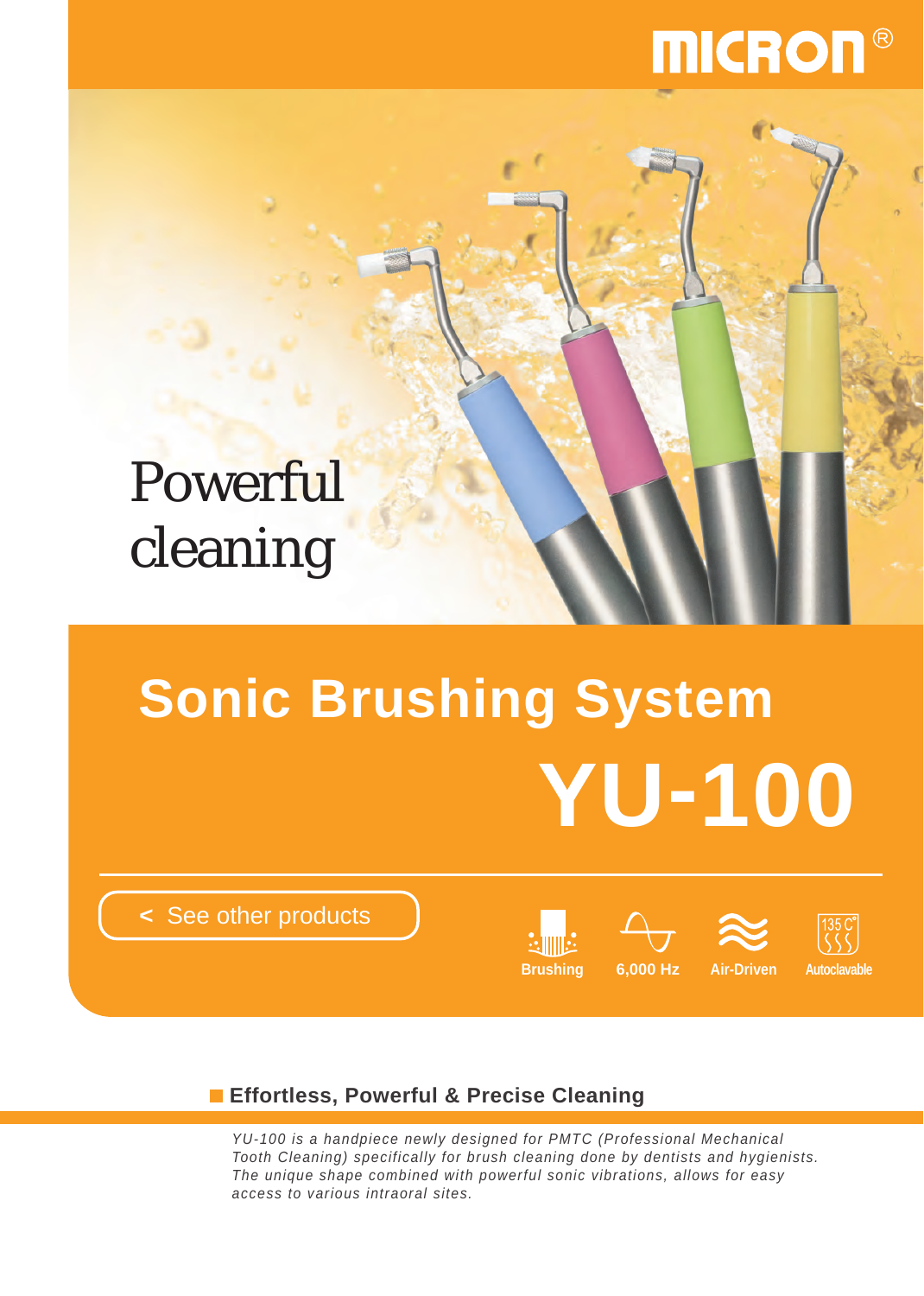MICRON®

Powerful cleaning

# Sonic Brushing System

# YU-100

< See other products

Brushing | 6,000 Hz | Air-Driven | 135 C° Autoclavable

## Effortless, Powerful & Precise Cleaning

*YU-100 is a handpiece newly designed for PMTC (Professional Mechanical Tooth Cleaning) specifically for brush cleaning done by dentists and hygienists. The unique shape combined with powerful sonic vibrations, allows for easy access to various intraoral sites.*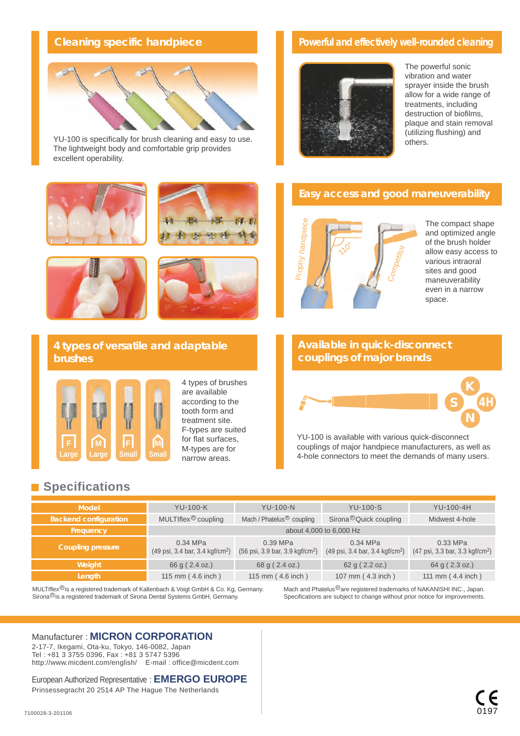## Cleaning specific handpiece

YU-100 is specifically for brush cleaning and easy to use. The lightweight body and comfortable grip provides excellent operability.

## Powerful and effectively well-rounded cleaning

The powerful sonic vibration and water sprayer inside the brush allow for a wide range of treatments, including destruction of biofilms, plaque and stain removal (utilizing flushing) and others.

## Easy access and good maneuverability

Prophy handpiece

110°

Competitor

The compact shape and optimized angle of the brush holder allow easy access to various intraoral sites and good maneuverability even in a narrow space.

## 4 types of versatile and adaptable brushes

F Large

M Large

F Small

M Small

4 types of brushes are available according to the tooth form and treatment site. F-types are suited for flat surfaces, M-types are for narrow areas.

## Available in quick-disconnect couplings of major brands

K S 4H N

YU-100 is available with various quick-disconnect couplings of major handpiece manufacturers, as well as 4-hole connectors to meet the demands of many users.

## Specifications

| Model | YU-100-K | YU-100-N | YU-100-S | YU-100-4H |
|---|---|---|---|---|
| Backend configuration | MULTIflex® coupling | Mach / Phatelus® coupling | Sirona® Quick coupling | Midwest 4-hole |
| Frequency | about 4,000 to 6,000 Hz | | | |
| Coupling pressure | 0.34 MPa (49 psi, 3.4 bar, 3.4 kgf/cm$^2$) | 0.39 MPa (56 psi, 3.9 bar, 3.9 kgf/cm$^2$) | 0.34 MPa (49 psi, 3.4 bar, 3.4 kgf/cm$^2$) | 0.33 MPa (47 psi, 3.3 bar, 3.3 kgf/cm$^2$) |
| Weight | 66 g ( 2.4 oz.) | 68 g ( 2.4 oz.) | 62 g ( 2.2 oz.) | 64 g ( 2.3 oz.) |
| Length | 115 mm ( 4.6 inch ) | 115 mm ( 4.6 inch ) | 107 mm ( 4.3 inch ) | 111 mm ( 4.4 inch ) |

MULTIflex® is a registered trademark of Kaltenbach & Voigt GmbH & Co. Kg, Germany.
Sirona® is a registered trademark of Sirona Dental Systems GmbH, Germany.

Mach and Phatelus® are registered trademarks of NAKANISHI INC., Japan.
Specifications are subject to change without prior notice for improvements.

Manufacturer : **MICRON CORPORATION**
2-17-7, Ikegami, Ota-ku, Tokyo, 146-0082, Japan
Tel : +81 3 3755 0396, Fax : +81 3 5747 5396
http://www.micdent.com/english/ E-mail : office@micdent.com

European Authorized Representative : **EMERGO EUROPE**
Prinsessegracht 20 2514 AP The Hague The Netherlands

CE 0197

7100028-3-201106